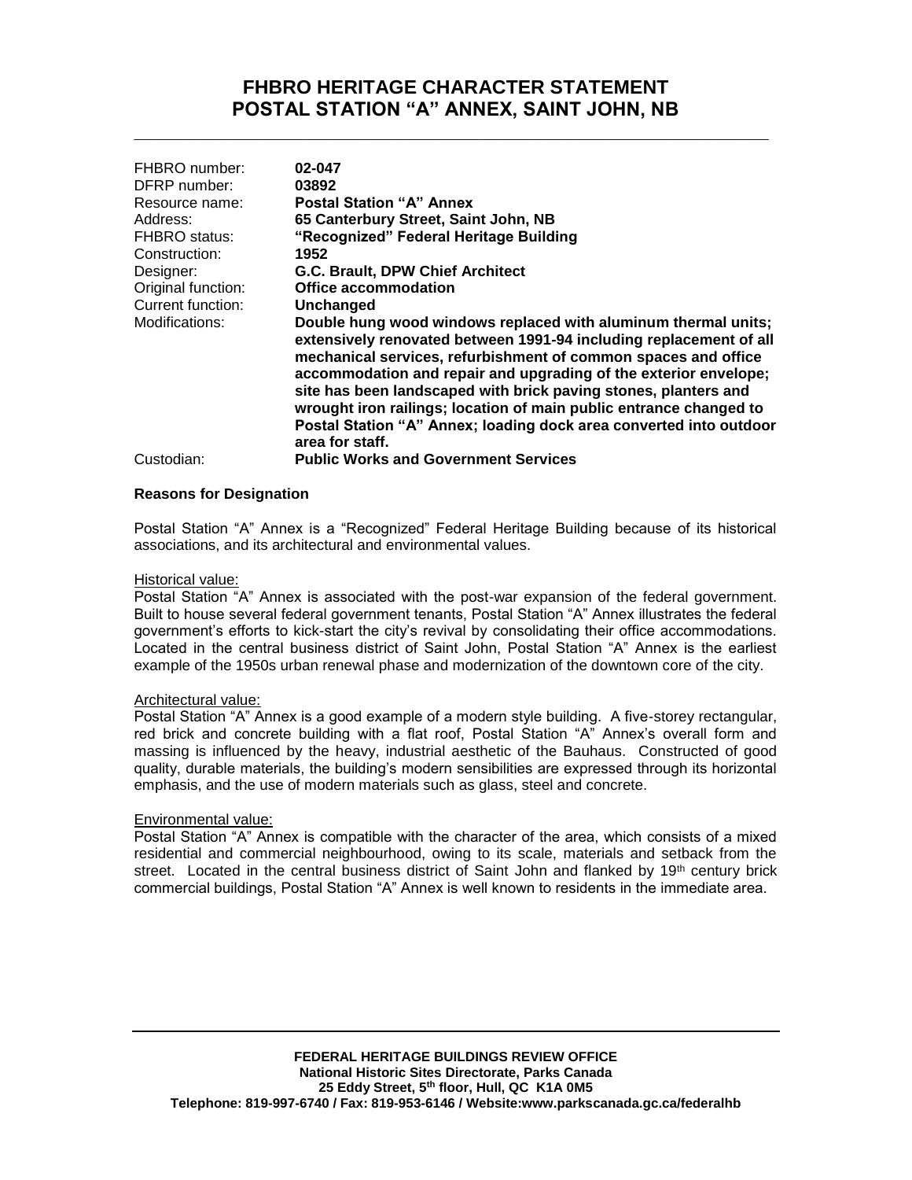# FHBRO HERITAGE CHARACTER STATEMENT
# POSTAL STATION "A" ANNEX, SAINT JOHN, NB

| | |
|---|---|
| FHBRO number: | **02-047** |
| DFRP number: | **03892** |
| Resource name: | **Postal Station "A" Annex** |
| Address: | **65 Canterbury Street, Saint John, NB** |
| FHBRO status: | **"Recognized" Federal Heritage Building** |
| Construction: | **1952** |
| Designer: | **G.C. Brault, DPW Chief Architect** |
| Original function: | **Office accommodation** |
| Current function: | **Unchanged** |
| Modifications: | **Double hung wood windows replaced with aluminum thermal units; extensively renovated between 1991-94 including replacement of all mechanical services, refurbishment of common spaces and office accommodation and repair and upgrading of the exterior envelope; site has been landscaped with brick paving stones, planters and wrought iron railings; location of main public entrance changed to Postal Station "A" Annex; loading dock area converted into outdoor area for staff.** |
| Custodian: | **Public Works and Government Services** |

**Reasons for Designation**

Postal Station "A" Annex is a "Recognized" Federal Heritage Building because of its historical associations, and its architectural and environmental values.

Historical value:
Postal Station "A" Annex is associated with the post-war expansion of the federal government. Built to house several federal government tenants, Postal Station "A" Annex illustrates the federal government's efforts to kick-start the city's revival by consolidating their office accommodations. Located in the central business district of Saint John, Postal Station "A" Annex is the earliest example of the 1950s urban renewal phase and modernization of the downtown core of the city.

Architectural value:
Postal Station "A" Annex is a good example of a modern style building. A five-storey rectangular, red brick and concrete building with a flat roof, Postal Station "A" Annex's overall form and massing is influenced by the heavy, industrial aesthetic of the Bauhaus. Constructed of good quality, durable materials, the building's modern sensibilities are expressed through its horizontal emphasis, and the use of modern materials such as glass, steel and concrete.

Environmental value:
Postal Station "A" Annex is compatible with the character of the area, which consists of a mixed residential and commercial neighbourhood, owing to its scale, materials and setback from the street. Located in the central business district of Saint John and flanked by 19th century brick commercial buildings, Postal Station "A" Annex is well known to residents in the immediate area.

**FEDERAL HERITAGE BUILDINGS REVIEW OFFICE**
**National Historic Sites Directorate, Parks Canada**
**25 Eddy Street, 5th floor, Hull, QC K1A 0M5**
**Telephone: 819-997-6740 / Fax: 819-953-6146 / Website:www.parkscanada.gc.ca/federalhb**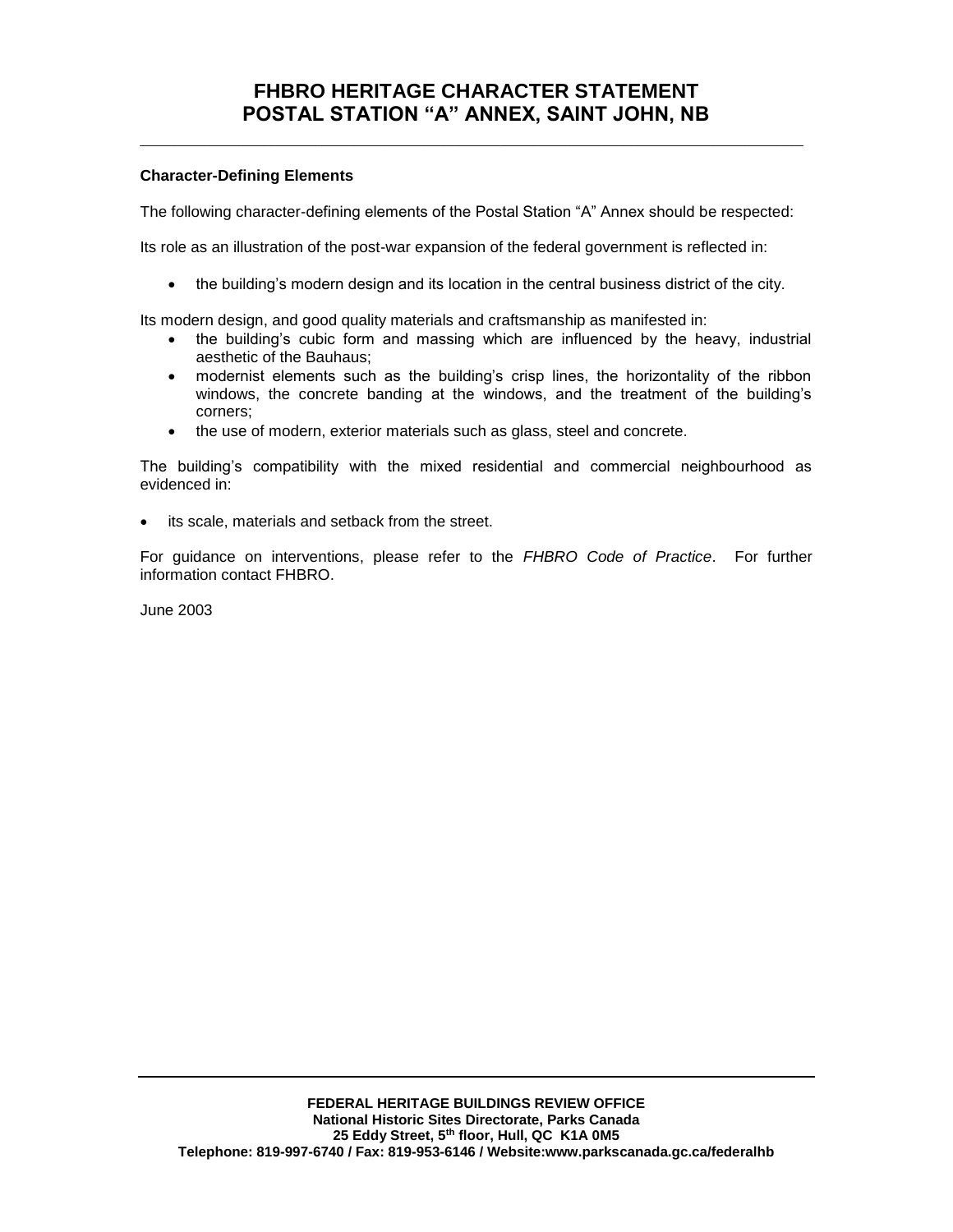# FHBRO HERITAGE CHARACTER STATEMENT
# POSTAL STATION "A" ANNEX, SAINT JOHN, NB

**Character-Defining Elements**

The following character-defining elements of the Postal Station "A" Annex should be respected:

Its role as an illustration of the post-war expansion of the federal government is reflected in:

- the building's modern design and its location in the central business district of the city.

Its modern design, and good quality materials and craftsmanship as manifested in:

- the building's cubic form and massing which are influenced by the heavy, industrial aesthetic of the Bauhaus;
- modernist elements such as the building's crisp lines, the horizontality of the ribbon windows, the concrete banding at the windows, and the treatment of the building's corners;
- the use of modern, exterior materials such as glass, steel and concrete.

The building's compatibility with the mixed residential and commercial neighbourhood as evidenced in:

- its scale, materials and setback from the street.

For guidance on interventions, please refer to the *FHBRO Code of Practice*. For further information contact FHBRO.

June 2003

**FEDERAL HERITAGE BUILDINGS REVIEW OFFICE**
**National Historic Sites Directorate, Parks Canada**
**25 Eddy Street, 5th floor, Hull, QC K1A 0M5**
**Telephone: 819-997-6740 / Fax: 819-953-6146 / Website:www.parkscanada.gc.ca/federalhb**